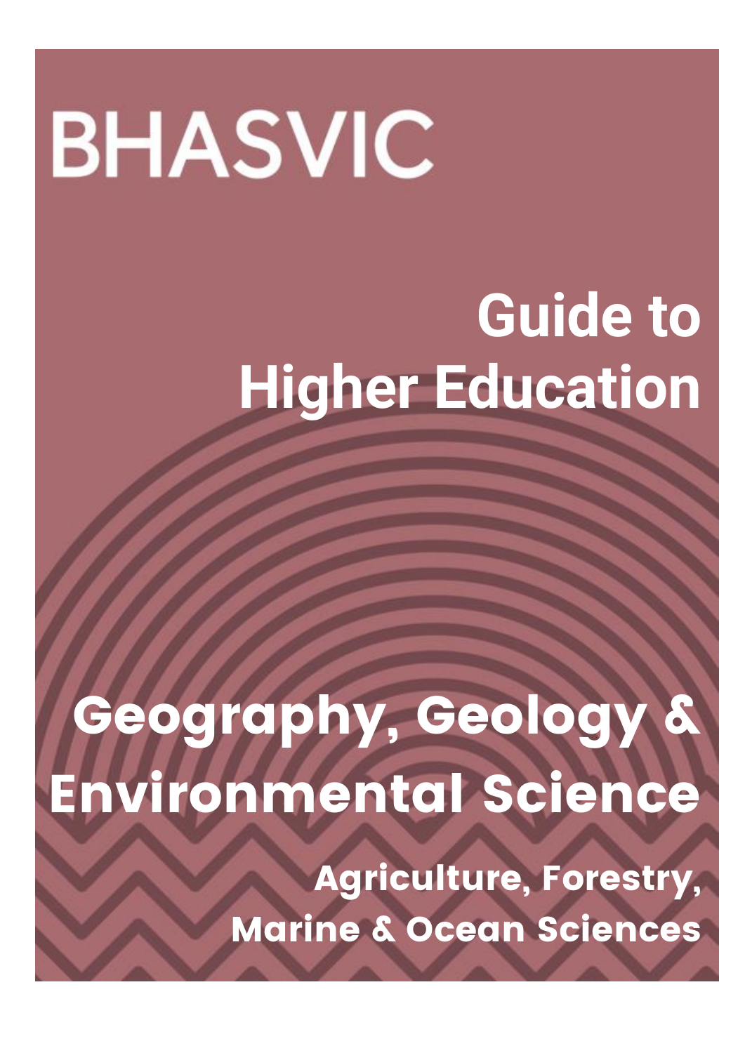BHASVIC

# Guide to Higher Education

# Geography, Geology & Environmental Science

## Agriculture, Forestry, Marine & Ocean Sciences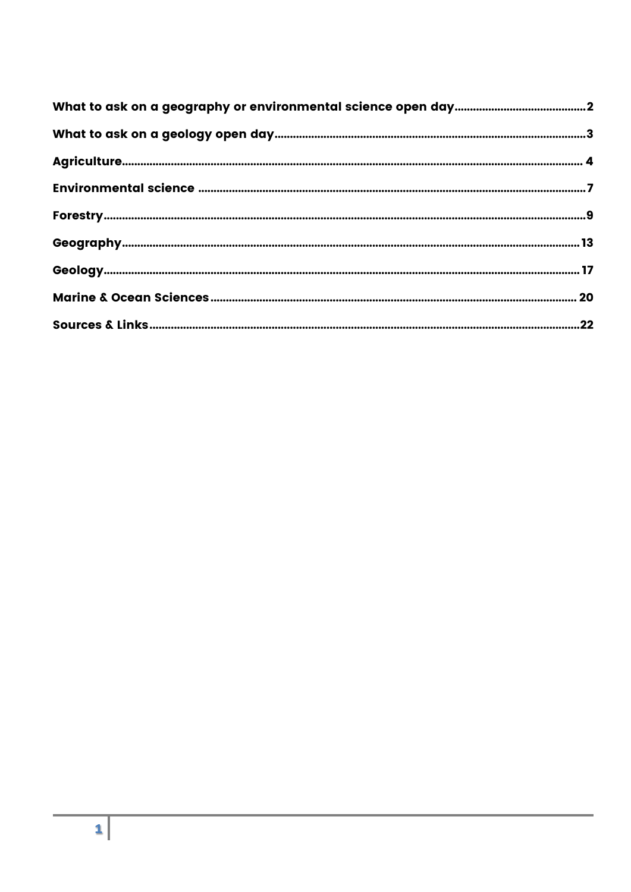What to ask on a geography or environmental science open day ........................................ 2

What to ask on a geology open day ........................................ 3

Agriculture ........................................ 4

Environmental science ........................................ 7

Forestry ........................................ 9

Geography ........................................ 13

Geology ........................................ 17

Marine & Ocean Sciences ........................................ 20

Sources & Links ........................................ 22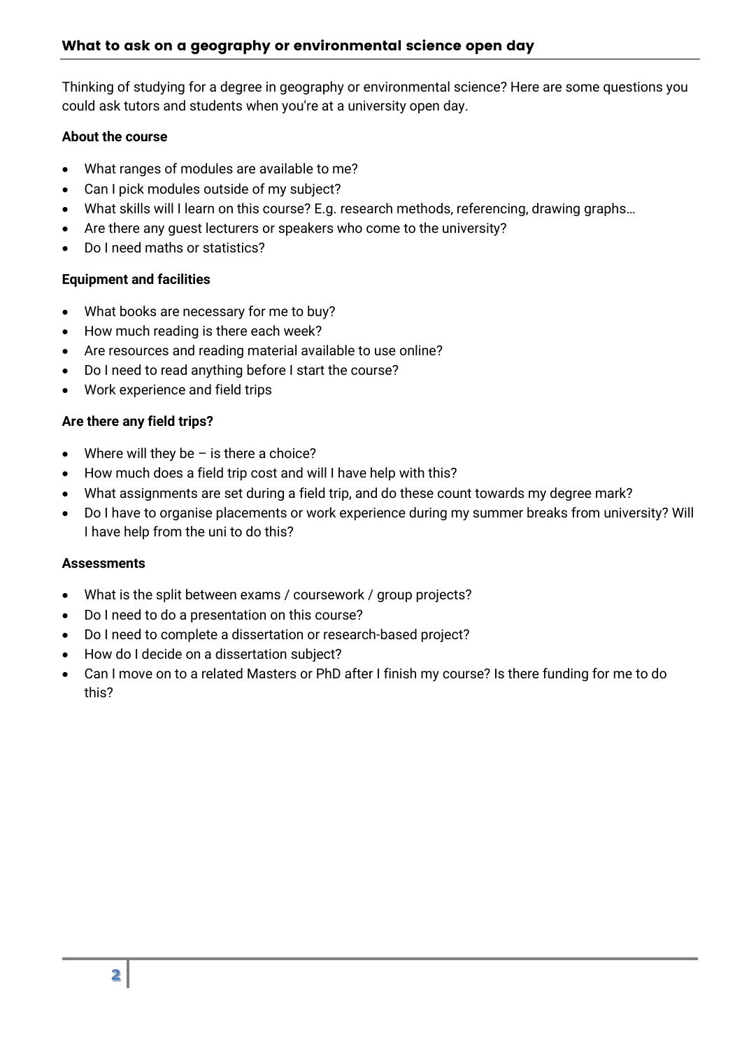## What to ask on a geography or environmental science open day

Thinking of studying for a degree in geography or environmental science? Here are some questions you could ask tutors and students when you're at a university open day.

**About the course**

- What ranges of modules are available to me?
- Can I pick modules outside of my subject?
- What skills will I learn on this course? E.g. research methods, referencing, drawing graphs…
- Are there any guest lecturers or speakers who come to the university?
- Do I need maths or statistics?

**Equipment and facilities**

- What books are necessary for me to buy?
- How much reading is there each week?
- Are resources and reading material available to use online?
- Do I need to read anything before I start the course?
- Work experience and field trips

**Are there any field trips?**

- Where will they be – is there a choice?
- How much does a field trip cost and will I have help with this?
- What assignments are set during a field trip, and do these count towards my degree mark?
- Do I have to organise placements or work experience during my summer breaks from university? Will I have help from the uni to do this?

**Assessments**

- What is the split between exams / coursework / group projects?
- Do I need to do a presentation on this course?
- Do I need to complete a dissertation or research-based project?
- How do I decide on a dissertation subject?
- Can I move on to a related Masters or PhD after I finish my course? Is there funding for me to do this?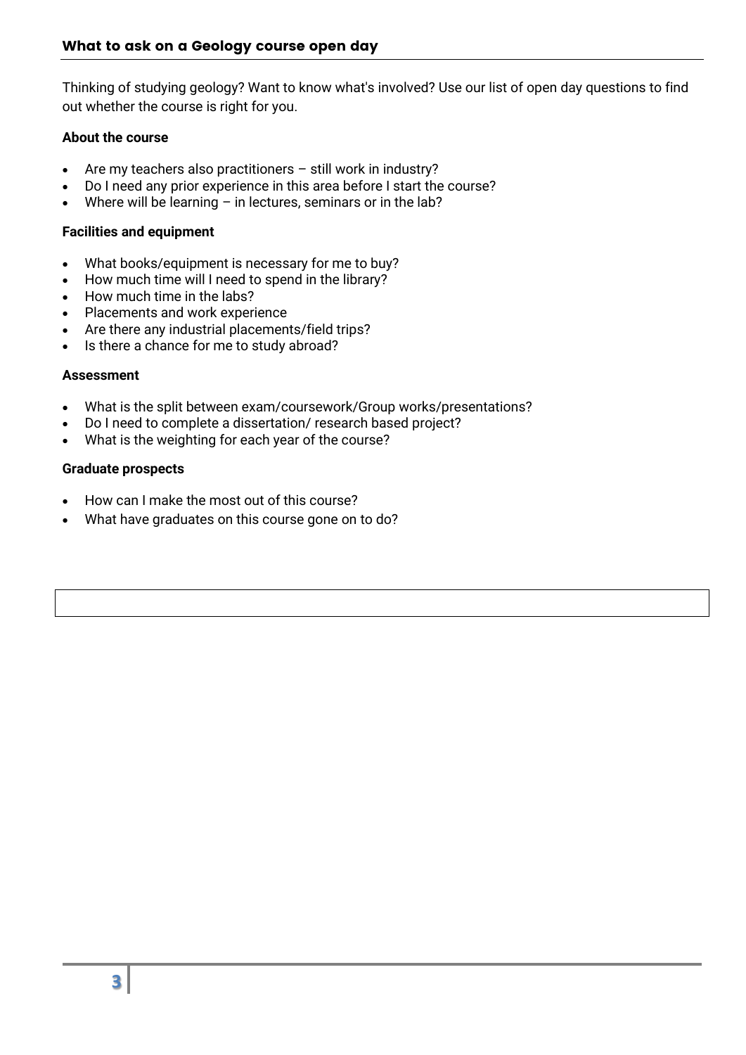## What to ask on a Geology course open day

Thinking of studying geology? Want to know what's involved? Use our list of open day questions to find out whether the course is right for you.

**About the course**

- Are my teachers also practitioners – still work in industry?
- Do I need any prior experience in this area before I start the course?
- Where will be learning – in lectures, seminars or in the lab?

**Facilities and equipment**

- What books/equipment is necessary for me to buy?
- How much time will I need to spend in the library?
- How much time in the labs?
- Placements and work experience
- Are there any industrial placements/field trips?
- Is there a chance for me to study abroad?

**Assessment**

- What is the split between exam/coursework/Group works/presentations?
- Do I need to complete a dissertation/ research based project?
- What is the weighting for each year of the course?

**Graduate prospects**

- How can I make the most out of this course?
- What have graduates on this course gone on to do?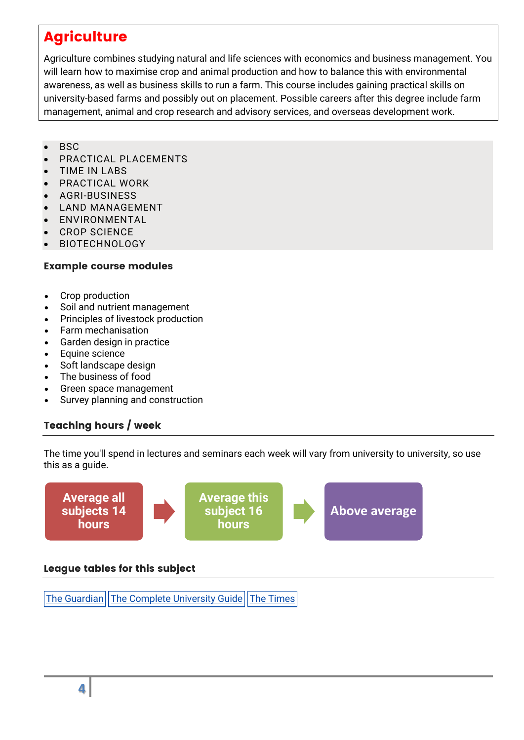# Agriculture

Agriculture combines studying natural and life sciences with economics and business management. You will learn how to maximise crop and animal production and how to balance this with environmental awareness, as well as business skills to run a farm. This course includes gaining practical skills on university-based farms and possibly out on placement. Possible careers after this degree include farm management, animal and crop research and advisory services, and overseas development work.

- BSC
- PRACTICAL PLACEMENTS
- TIME IN LABS
- PRACTICAL WORK
- AGRI-BUSINESS
- LAND MANAGEMENT
- ENVIRONMENTAL
- CROP SCIENCE
- BIOTECHNOLOGY

## Example course modules

- Crop production
- Soil and nutrient management
- Principles of livestock production
- Farm mechanisation
- Garden design in practice
- Equine science
- Soft landscape design
- The business of food
- Green space management
- Survey planning and construction

## Teaching hours / week

The time you'll spend in lectures and seminars each week will vary from university to university, so use this as a guide.

**Average all subjects 14 hours** → **Average this subject 16 hours** → **Above average**

## League tables for this subject

The Guardian | The Complete University Guide | The Times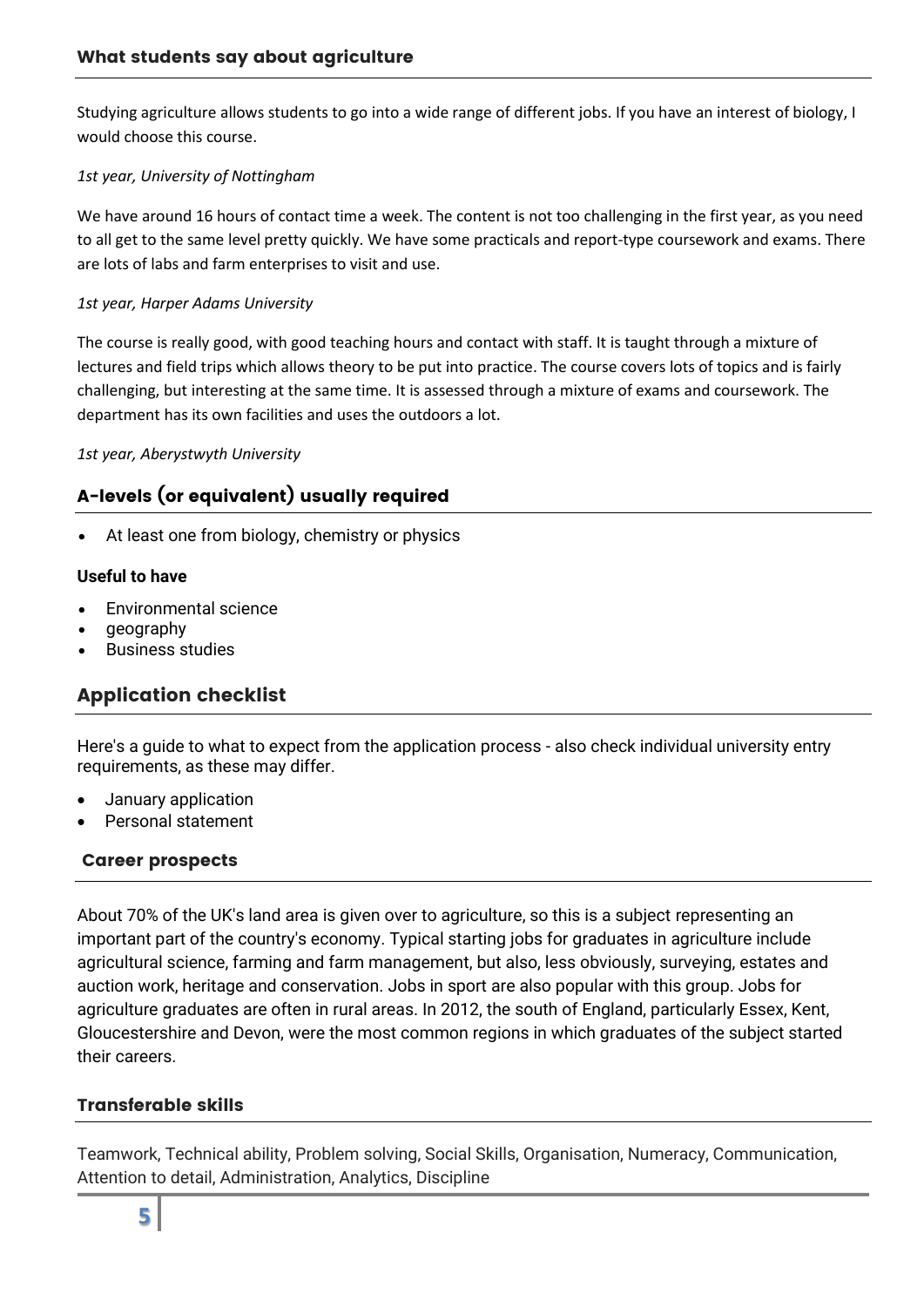## What students say about agriculture

Studying agriculture allows students to go into a wide range of different jobs. If you have an interest of biology, I would choose this course.

*1st year, University of Nottingham*

We have around 16 hours of contact time a week. The content is not too challenging in the first year, as you need to all get to the same level pretty quickly. We have some practicals and report-type coursework and exams. There are lots of labs and farm enterprises to visit and use.

*1st year, Harper Adams University*

The course is really good, with good teaching hours and contact with staff. It is taught through a mixture of lectures and field trips which allows theory to be put into practice. The course covers lots of topics and is fairly challenging, but interesting at the same time. It is assessed through a mixture of exams and coursework. The department has its own facilities and uses the outdoors a lot.

*1st year, Aberystwyth University*

## A-levels (or equivalent) usually required

- At least one from biology, chemistry or physics

**Useful to have**

- Environmental science
- geography
- Business studies

## Application checklist

Here's a guide to what to expect from the application process - also check individual university entry requirements, as these may differ.

- January application
- Personal statement

## Career prospects

About 70% of the UK's land area is given over to agriculture, so this is a subject representing an important part of the country's economy. Typical starting jobs for graduates in agriculture include agricultural science, farming and farm management, but also, less obviously, surveying, estates and auction work, heritage and conservation. Jobs in sport are also popular with this group. Jobs for agriculture graduates are often in rural areas. In 2012, the south of England, particularly Essex, Kent, Gloucestershire and Devon, were the most common regions in which graduates of the subject started their careers.

## Transferable skills

Teamwork, Technical ability, Problem solving, Social Skills, Organisation, Numeracy, Communication, Attention to detail, Administration, Analytics, Discipline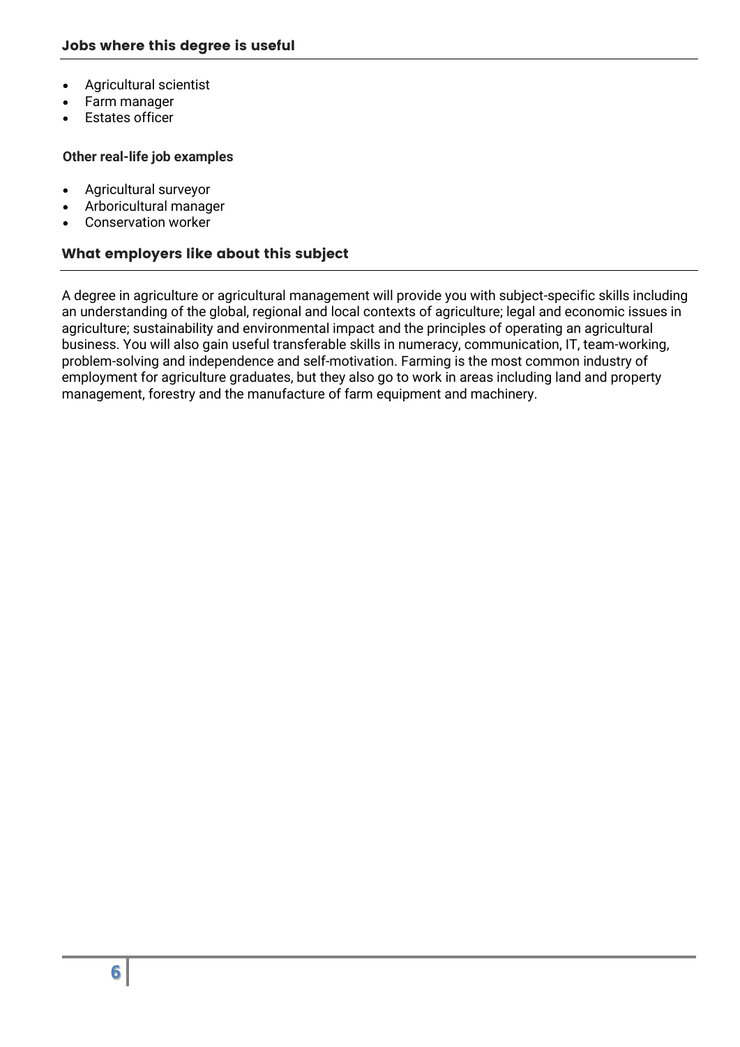## Jobs where this degree is useful

- Agricultural scientist
- Farm manager
- Estates officer

### Other real-life job examples

- Agricultural surveyor
- Arboricultural manager
- Conservation worker

## What employers like about this subject

A degree in agriculture or agricultural management will provide you with subject-specific skills including an understanding of the global, regional and local contexts of agriculture; legal and economic issues in agriculture; sustainability and environmental impact and the principles of operating an agricultural business. You will also gain useful transferable skills in numeracy, communication, IT, team-working, problem-solving and independence and self-motivation. Farming is the most common industry of employment for agriculture graduates, but they also go to work in areas including land and property management, forestry and the manufacture of farm equipment and machinery.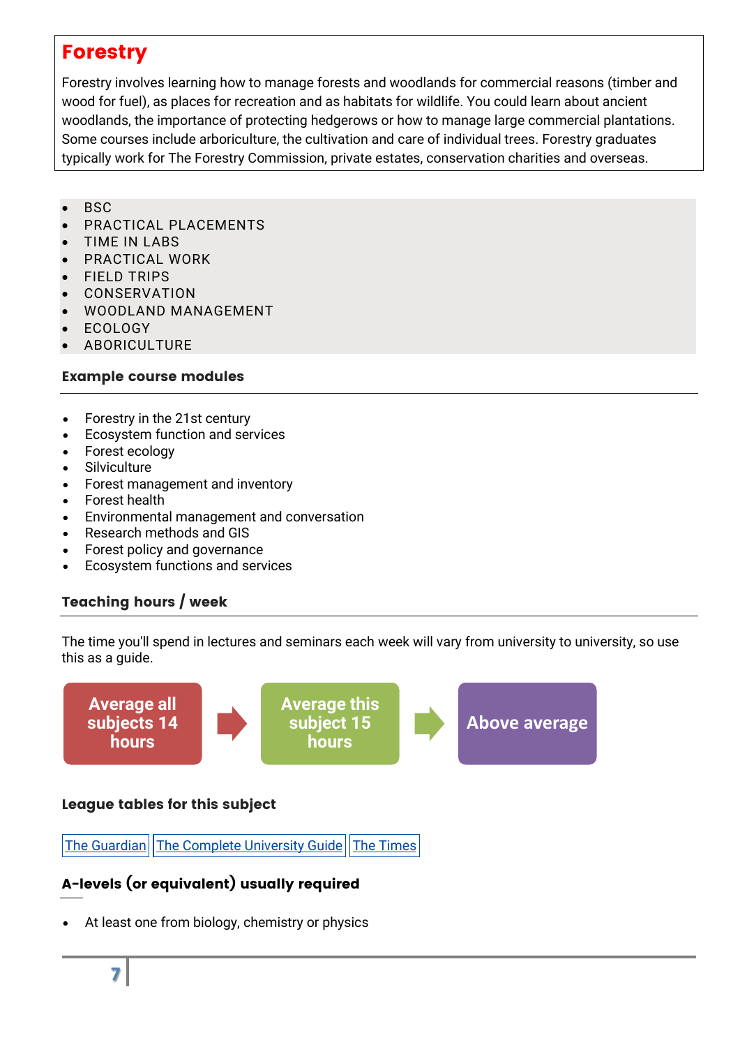# Forestry

Forestry involves learning how to manage forests and woodlands for commercial reasons (timber and wood for fuel), as places for recreation and as habitats for wildlife. You could learn about ancient woodlands, the importance of protecting hedgerows or how to manage large commercial plantations. Some courses include arboriculture, the cultivation and care of individual trees. Forestry graduates typically work for The Forestry Commission, private estates, conservation charities and overseas.

- BSC
- PRACTICAL PLACEMENTS
- TIME IN LABS
- PRACTICAL WORK
- FIELD TRIPS
- CONSERVATION
- WOODLAND MANAGEMENT
- ECOLOGY
- ABORICULTURE

### Example course modules

- Forestry in the 21st century
- Ecosystem function and services
- Forest ecology
- Silviculture
- Forest management and inventory
- Forest health
- Environmental management and conversation
- Research methods and GIS
- Forest policy and governance
- Ecosystem functions and services

### Teaching hours / week

The time you'll spend in lectures and seminars each week will vary from university to university, so use this as a guide.

**Average all subjects 14 hours** → **Average this subject 15 hours** → **Above average**

### League tables for this subject

The Guardian | The Complete University Guide | The Times

### A-levels (or equivalent) usually required

- At least one from biology, chemistry or physics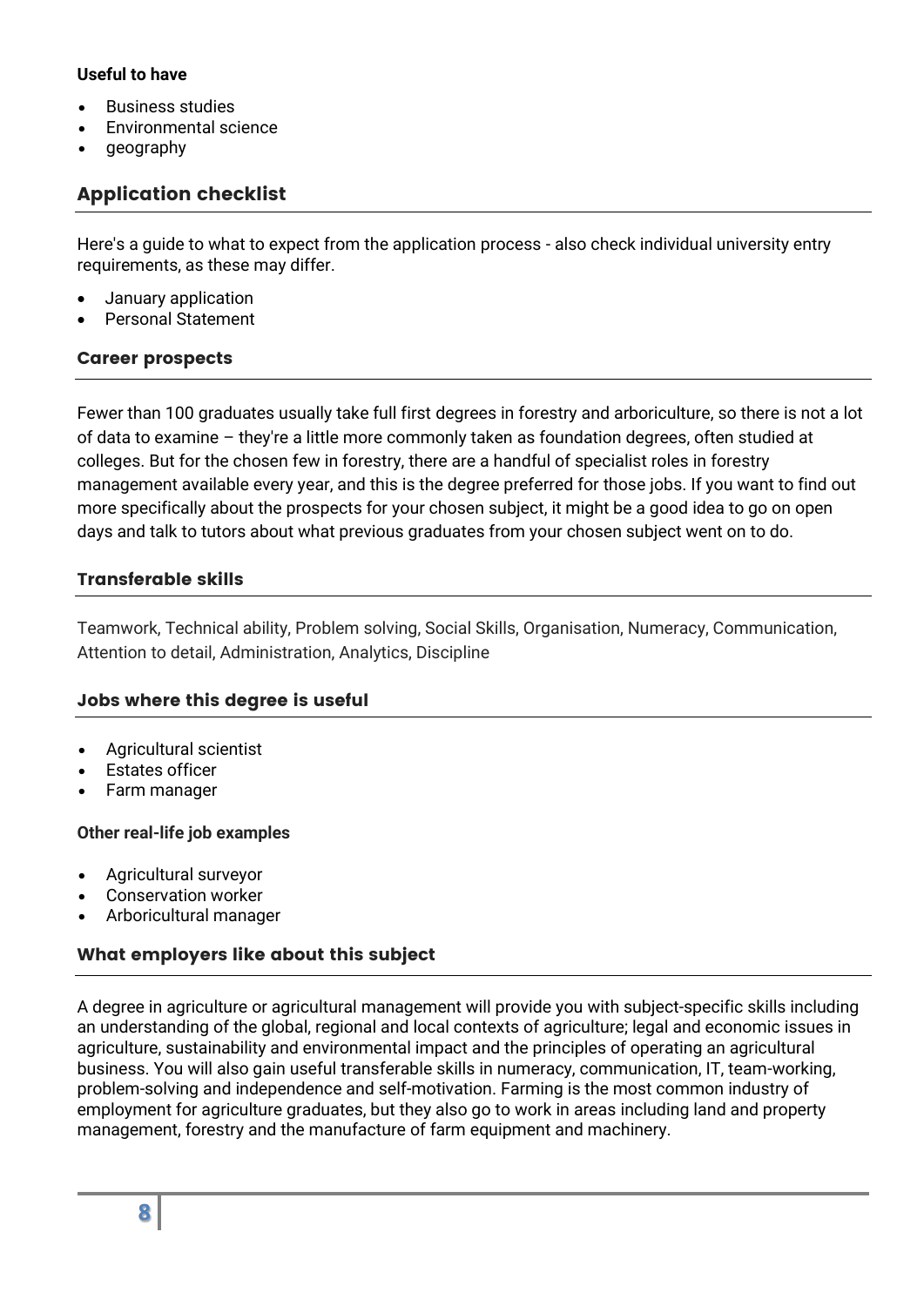**Useful to have**

- Business studies
- Environmental science
- geography

## Application checklist

Here's a guide to what to expect from the application process - also check individual university entry requirements, as these may differ.

- January application
- Personal Statement

### Career prospects

Fewer than 100 graduates usually take full first degrees in forestry and arboriculture, so there is not a lot of data to examine – they're a little more commonly taken as foundation degrees, often studied at colleges. But for the chosen few in forestry, there are a handful of specialist roles in forestry management available every year, and this is the degree preferred for those jobs. If you want to find out more specifically about the prospects for your chosen subject, it might be a good idea to go on open days and talk to tutors about what previous graduates from your chosen subject went on to do.

### Transferable skills

Teamwork, Technical ability, Problem solving, Social Skills, Organisation, Numeracy, Communication, Attention to detail, Administration, Analytics, Discipline

### Jobs where this degree is useful

- Agricultural scientist
- Estates officer
- Farm manager

**Other real-life job examples**

- Agricultural surveyor
- Conservation worker
- Arboricultural manager

### What employers like about this subject

A degree in agriculture or agricultural management will provide you with subject-specific skills including an understanding of the global, regional and local contexts of agriculture; legal and economic issues in agriculture, sustainability and environmental impact and the principles of operating an agricultural business. You will also gain useful transferable skills in numeracy, communication, IT, team-working, problem-solving and independence and self-motivation. Farming is the most common industry of employment for agriculture graduates, but they also go to work in areas including land and property management, forestry and the manufacture of farm equipment and machinery.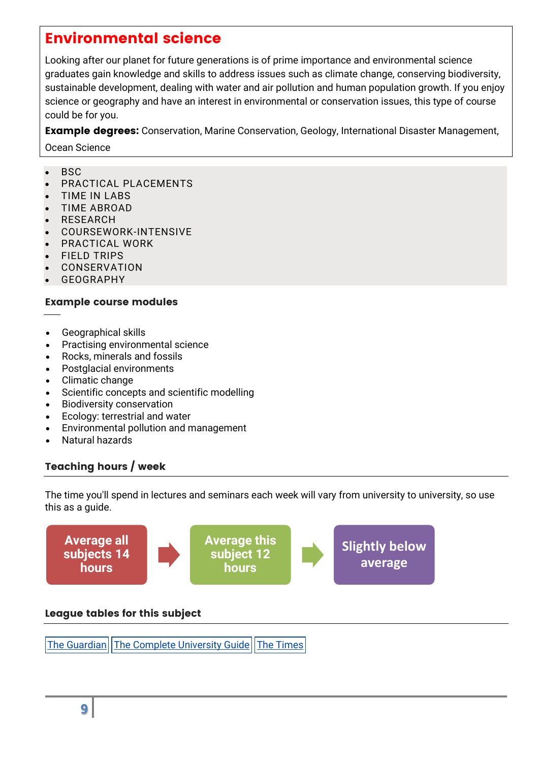## Environmental science

Looking after our planet for future generations is of prime importance and environmental science graduates gain knowledge and skills to address issues such as climate change, conserving biodiversity, sustainable development, dealing with water and air pollution and human population growth. If you enjoy science or geography and have an interest in environmental or conservation issues, this type of course could be for you.

**Example degrees:** Conservation, Marine Conservation, Geology, International Disaster Management, Ocean Science

- BSC
- PRACTICAL PLACEMENTS
- TIME IN LABS
- TIME ABROAD
- RESEARCH
- COURSEWORK-INTENSIVE
- PRACTICAL WORK
- FIELD TRIPS
- CONSERVATION
- GEOGRAPHY

### Example course modules

- Geographical skills
- Practising environmental science
- Rocks, minerals and fossils
- Postglacial environments
- Climatic change
- Scientific concepts and scientific modelling
- Biodiversity conservation
- Ecology: terrestrial and water
- Environmental pollution and management
- Natural hazards

### Teaching hours / week

The time you'll spend in lectures and seminars each week will vary from university to university, so use this as a guide.

Average all subjects 14 hours → Average this subject 12 hours → Slightly below average

### League tables for this subject

The Guardian | The Complete University Guide | The Times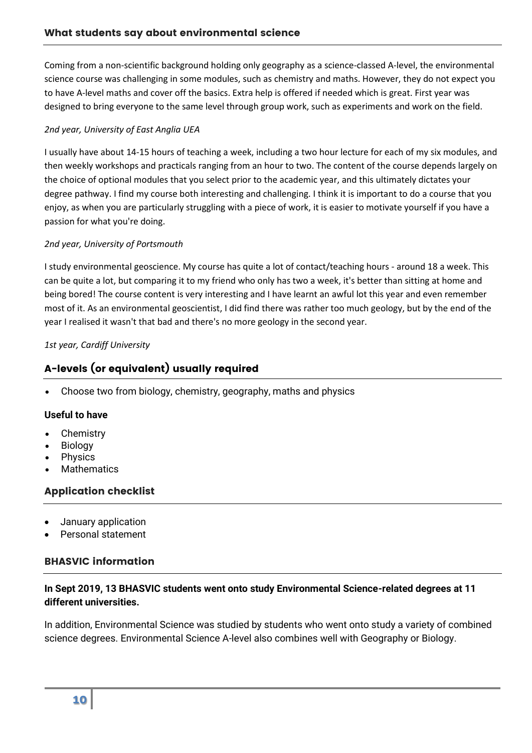## What students say about environmental science

Coming from a non-scientific background holding only geography as a science-classed A-level, the environmental science course was challenging in some modules, such as chemistry and maths. However, they do not expect you to have A-level maths and cover off the basics. Extra help is offered if needed which is great. First year was designed to bring everyone to the same level through group work, such as experiments and work on the field.

*2nd year, University of East Anglia UEA*

I usually have about 14-15 hours of teaching a week, including a two hour lecture for each of my six modules, and then weekly workshops and practicals ranging from an hour to two. The content of the course depends largely on the choice of optional modules that you select prior to the academic year, and this ultimately dictates your degree pathway. I find my course both interesting and challenging. I think it is important to do a course that you enjoy, as when you are particularly struggling with a piece of work, it is easier to motivate yourself if you have a passion for what you're doing.

*2nd year, University of Portsmouth*

I study environmental geoscience. My course has quite a lot of contact/teaching hours - around 18 a week. This can be quite a lot, but comparing it to my friend who only has two a week, it's better than sitting at home and being bored! The course content is very interesting and I have learnt an awful lot this year and even remember most of it. As an environmental geoscientist, I did find there was rather too much geology, but by the end of the year I realised it wasn't that bad and there's no more geology in the second year.

*1st year, Cardiff University*

## A-levels (or equivalent) usually required

- Choose two from biology, chemistry, geography, maths and physics

### Useful to have

- Chemistry
- Biology
- Physics
- Mathematics

## Application checklist

- January application
- Personal statement

## BHASVIC information

**In Sept 2019, 13 BHASVIC students went onto study Environmental Science-related degrees at 11 different universities.**

In addition, Environmental Science was studied by students who went onto study a variety of combined science degrees. Environmental Science A-level also combines well with Geography or Biology.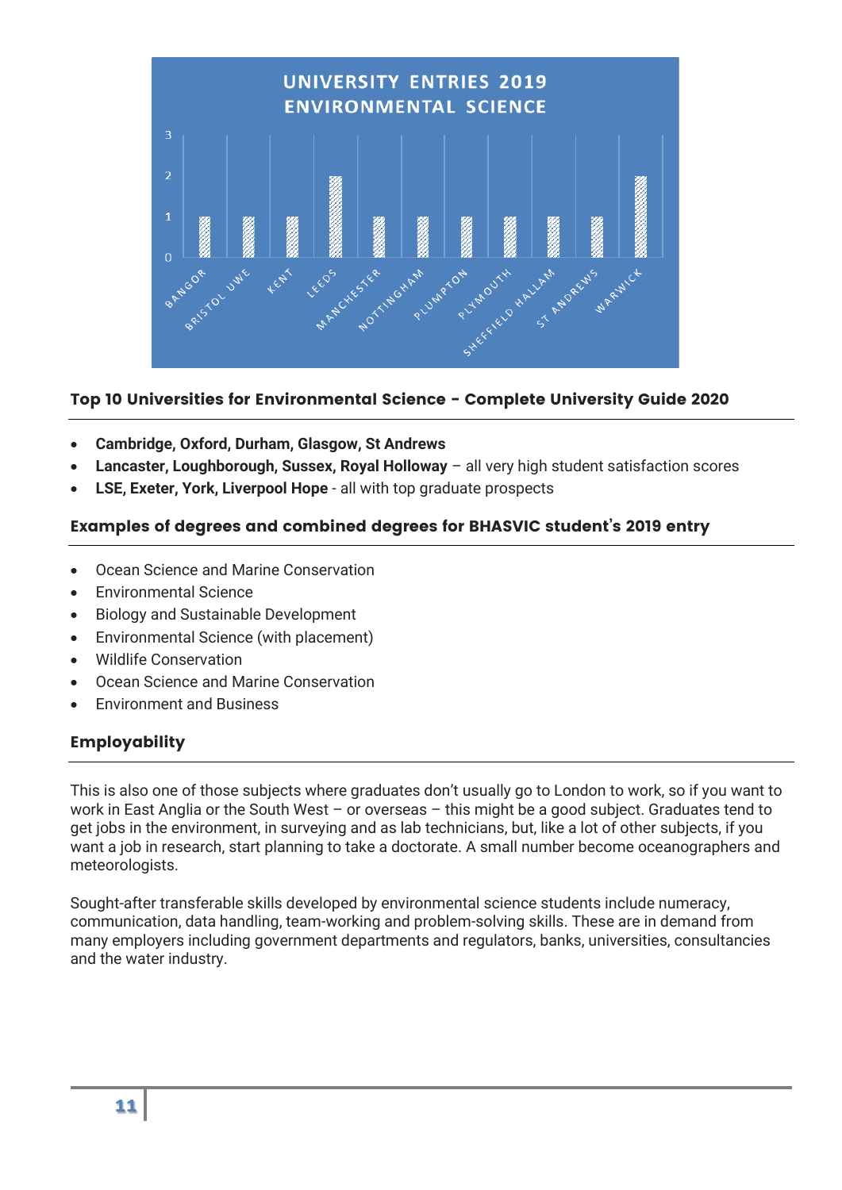**UNIVERSITY ENTRIES 2019 ENVIRONMENTAL SCIENCE**

| University | Entries |
|---|---|
| Bangor | 1 |
| Bristol UWE | 1 |
| Kent | 1 |
| Leeds | 2 |
| Manchester | 1 |
| Nottingham | 1 |
| Plumpton | 1 |
| Plymouth | 1 |
| Sheffield Hallam | 1 |
| St Andrews | 1 |
| Warwick | 2 |

### Top 10 Universities for Environmental Science - Complete University Guide 2020

- **Cambridge, Oxford, Durham, Glasgow, St Andrews**
- **Lancaster, Loughborough, Sussex, Royal Holloway** – all very high student satisfaction scores
- **LSE, Exeter, York, Liverpool Hope** - all with top graduate prospects

### Examples of degrees and combined degrees for BHASVIC student's 2019 entry

- Ocean Science and Marine Conservation
- Environmental Science
- Biology and Sustainable Development
- Environmental Science (with placement)
- Wildlife Conservation
- Ocean Science and Marine Conservation
- Environment and Business

### Employability

This is also one of those subjects where graduates don't usually go to London to work, so if you want to work in East Anglia or the South West – or overseas – this might be a good subject. Graduates tend to get jobs in the environment, in surveying and as lab technicians, but, like a lot of other subjects, if you want a job in research, start planning to take a doctorate. A small number become oceanographers and meteorologists.

Sought-after transferable skills developed by environmental science students include numeracy, communication, data handling, team-working and problem-solving skills. These are in demand from many employers including government departments and regulators, banks, universities, consultancies and the water industry.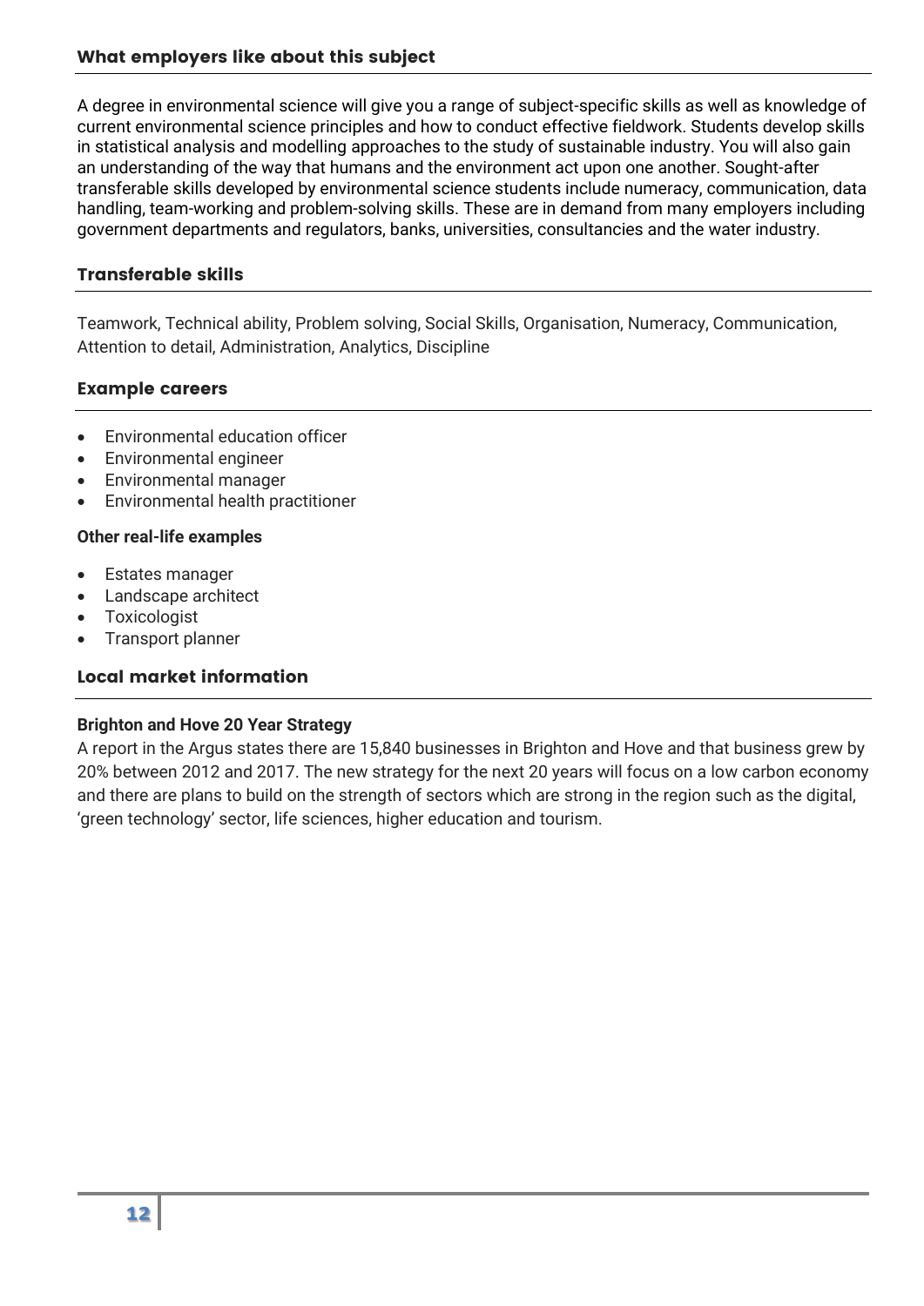## What employers like about this subject

A degree in environmental science will give you a range of subject-specific skills as well as knowledge of current environmental science principles and how to conduct effective fieldwork. Students develop skills in statistical analysis and modelling approaches to the study of sustainable industry. You will also gain an understanding of the way that humans and the environment act upon one another. Sought-after transferable skills developed by environmental science students include numeracy, communication, data handling, team-working and problem-solving skills. These are in demand from many employers including government departments and regulators, banks, universities, consultancies and the water industry.

## Transferable skills

Teamwork, Technical ability, Problem solving, Social Skills, Organisation, Numeracy, Communication, Attention to detail, Administration, Analytics, Discipline

## Example careers

- Environmental education officer
- Environmental engineer
- Environmental manager
- Environmental health practitioner

**Other real-life examples**

- Estates manager
- Landscape architect
- Toxicologist
- Transport planner

## Local market information

**Brighton and Hove 20 Year Strategy**

A report in the Argus states there are 15,840 businesses in Brighton and Hove and that business grew by 20% between 2012 and 2017. The new strategy for the next 20 years will focus on a low carbon economy and there are plans to build on the strength of sectors which are strong in the region such as the digital, 'green technology' sector, life sciences, higher education and tourism.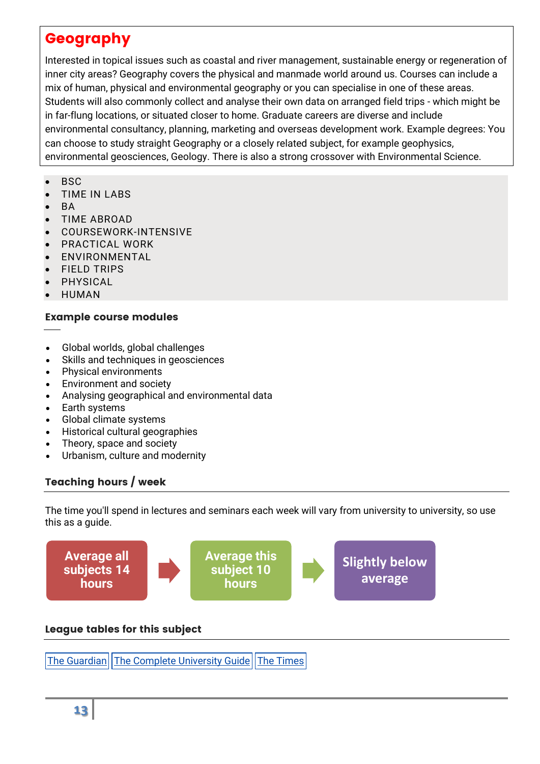## Geography

Interested in topical issues such as coastal and river management, sustainable energy or regeneration of inner city areas? Geography covers the physical and manmade world around us. Courses can include a mix of human, physical and environmental geography or you can specialise in one of these areas. Students will also commonly collect and analyse their own data on arranged field trips - which might be in far-flung locations, or situated closer to home. Graduate careers are diverse and include environmental consultancy, planning, marketing and overseas development work. Example degrees: You can choose to study straight Geography or a closely related subject, for example geophysics, environmental geosciences, Geology. There is also a strong crossover with Environmental Science.

- BSC
- TIME IN LABS
- BA
- TIME ABROAD
- COURSEWORK-INTENSIVE
- PRACTICAL WORK
- ENVIRONMENTAL
- FIELD TRIPS
- PHYSICAL
- HUMAN

### Example course modules

- Global worlds, global challenges
- Skills and techniques in geosciences
- Physical environments
- Environment and society
- Analysing geographical and environmental data
- Earth systems
- Global climate systems
- Historical cultural geographies
- Theory, space and society
- Urbanism, culture and modernity

### Teaching hours / week

The time you'll spend in lectures and seminars each week will vary from university to university, so use this as a guide.

Average all subjects 14 hours → Average this subject 10 hours → Slightly below average

### League tables for this subject

The Guardian | The Complete University Guide | The Times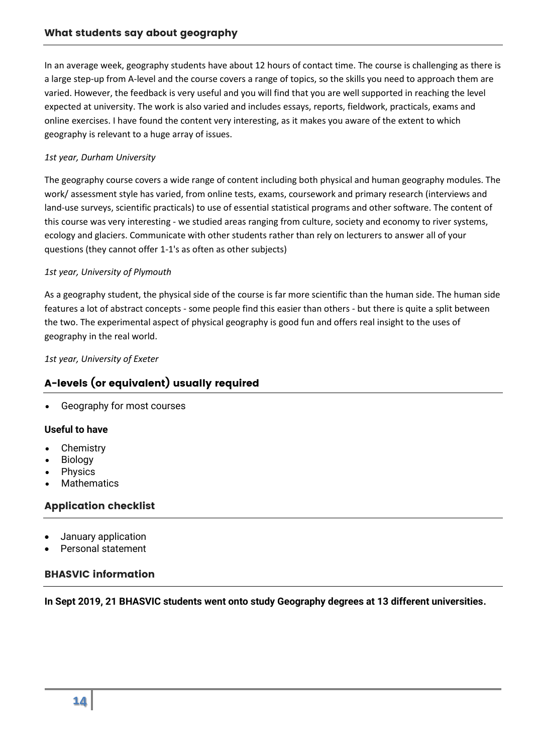## What students say about geography

In an average week, geography students have about 12 hours of contact time. The course is challenging as there is a large step-up from A-level and the course covers a range of topics, so the skills you need to approach them are varied. However, the feedback is very useful and you will find that you are well supported in reaching the level expected at university. The work is also varied and includes essays, reports, fieldwork, practicals, exams and online exercises. I have found the content very interesting, as it makes you aware of the extent to which geography is relevant to a huge array of issues.

*1st year, Durham University*

The geography course covers a wide range of content including both physical and human geography modules. The work/ assessment style has varied, from online tests, exams, coursework and primary research (interviews and land-use surveys, scientific practicals) to use of essential statistical programs and other software. The content of this course was very interesting - we studied areas ranging from culture, society and economy to river systems, ecology and glaciers. Communicate with other students rather than rely on lecturers to answer all of your questions (they cannot offer 1-1's as often as other subjects)

*1st year, University of Plymouth*

As a geography student, the physical side of the course is far more scientific than the human side. The human side features a lot of abstract concepts - some people find this easier than others - but there is quite a split between the two. The experimental aspect of physical geography is good fun and offers real insight to the uses of geography in the real world.

*1st year, University of Exeter*

## A-levels (or equivalent) usually required

- Geography for most courses

**Useful to have**

- Chemistry
- Biology
- Physics
- Mathematics

## Application checklist

- January application
- Personal statement

## BHASVIC information

**In Sept 2019, 21 BHASVIC students went onto study Geography degrees at 13 different universities.**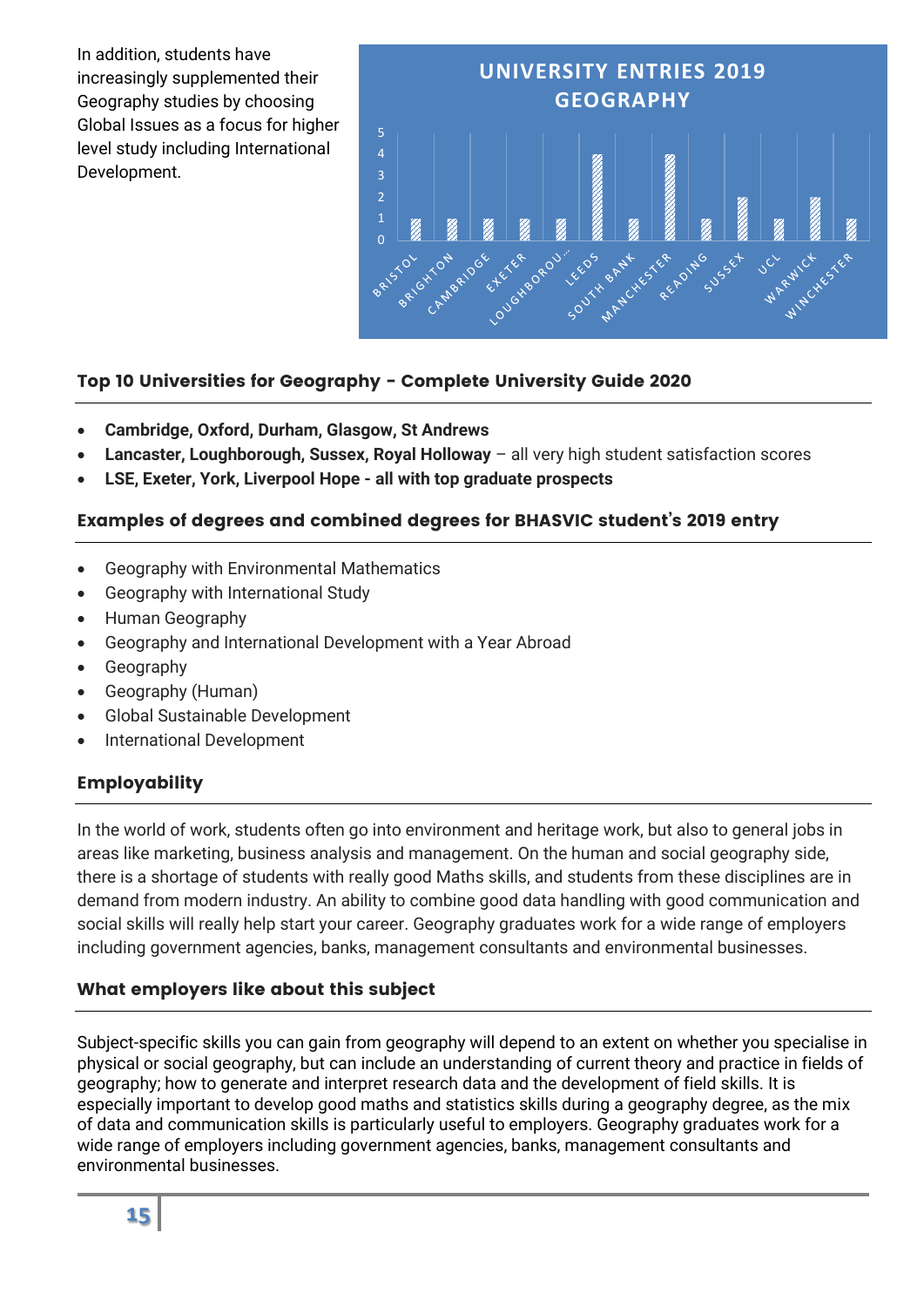In addition, students have increasingly supplemented their Geography studies by choosing Global Issues as a focus for higher level study including International Development.

**UNIVERSITY ENTRIES 2019 GEOGRAPHY**

| University | Entries |
|---|---|
| Bristol | 1 |
| Brighton | 1 |
| Cambridge | 1 |
| Exeter | 1 |
| Loughborou... | 1 |
| Leeds | 4 |
| South Bank | 1 |
| Manchester | 4 |
| Reading | 1 |
| Sussex | 2 |
| UCL | 1 |
| Warwick | 2 |
| Winchester | 1 |

### Top 10 Universities for Geography - Complete University Guide 2020

- **Cambridge, Oxford, Durham, Glasgow, St Andrews**
- **Lancaster, Loughborough, Sussex, Royal Holloway** – all very high student satisfaction scores
- **LSE, Exeter, York, Liverpool Hope - all with top graduate prospects**

### Examples of degrees and combined degrees for BHASVIC student's 2019 entry

- Geography with Environmental Mathematics
- Geography with International Study
- Human Geography
- Geography and International Development with a Year Abroad
- Geography
- Geography (Human)
- Global Sustainable Development
- International Development

### Employability

In the world of work, students often go into environment and heritage work, but also to general jobs in areas like marketing, business analysis and management. On the human and social geography side, there is a shortage of students with really good Maths skills, and students from these disciplines are in demand from modern industry. An ability to combine good data handling with good communication and social skills will really help start your career. Geography graduates work for a wide range of employers including government agencies, banks, management consultants and environmental businesses.

### What employers like about this subject

Subject-specific skills you can gain from geography will depend to an extent on whether you specialise in physical or social geography, but can include an understanding of current theory and practice in fields of geography; how to generate and interpret research data and the development of field skills. It is especially important to develop good maths and statistics skills during a geography degree, as the mix of data and communication skills is particularly useful to employers. Geography graduates work for a wide range of employers including government agencies, banks, management consultants and environmental businesses.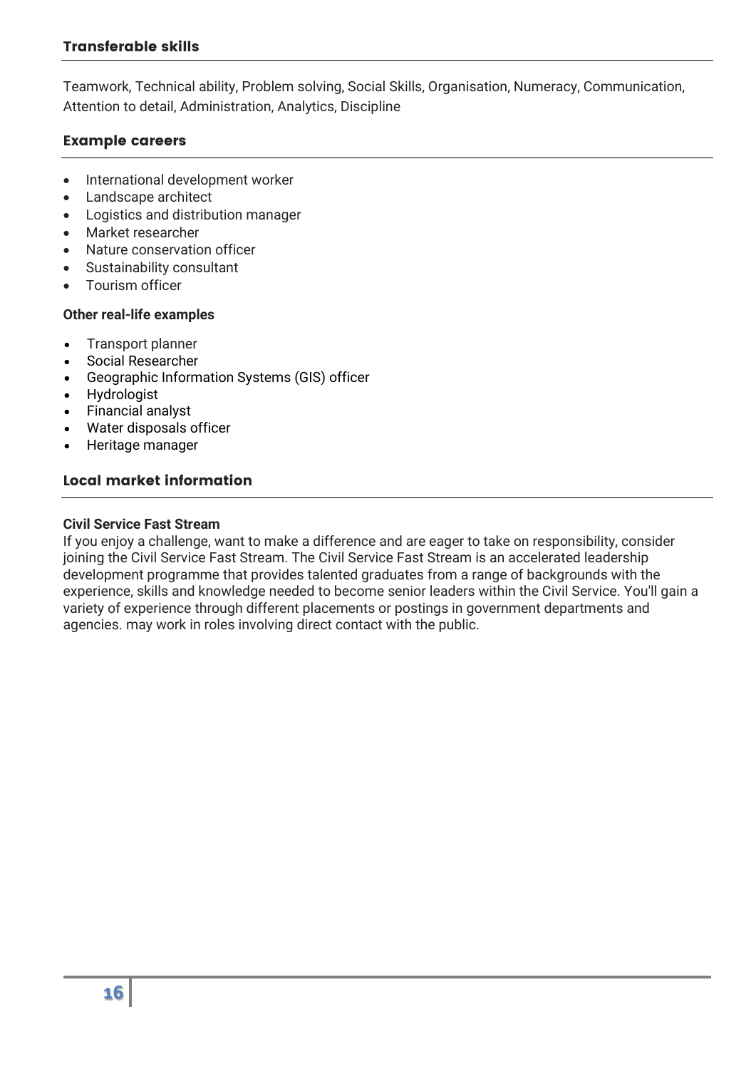## Transferable skills

Teamwork, Technical ability, Problem solving, Social Skills, Organisation, Numeracy, Communication, Attention to detail, Administration, Analytics, Discipline

## Example careers

- International development worker
- Landscape architect
- Logistics and distribution manager
- Market researcher
- Nature conservation officer
- Sustainability consultant
- Tourism officer

**Other real-life examples**

- Transport planner
- Social Researcher
- Geographic Information Systems (GIS) officer
- Hydrologist
- Financial analyst
- Water disposals officer
- Heritage manager

## Local market information

**Civil Service Fast Stream**
If you enjoy a challenge, want to make a difference and are eager to take on responsibility, consider joining the Civil Service Fast Stream. The Civil Service Fast Stream is an accelerated leadership development programme that provides talented graduates from a range of backgrounds with the experience, skills and knowledge needed to become senior leaders within the Civil Service. You'll gain a variety of experience through different placements or postings in government departments and agencies. may work in roles involving direct contact with the public.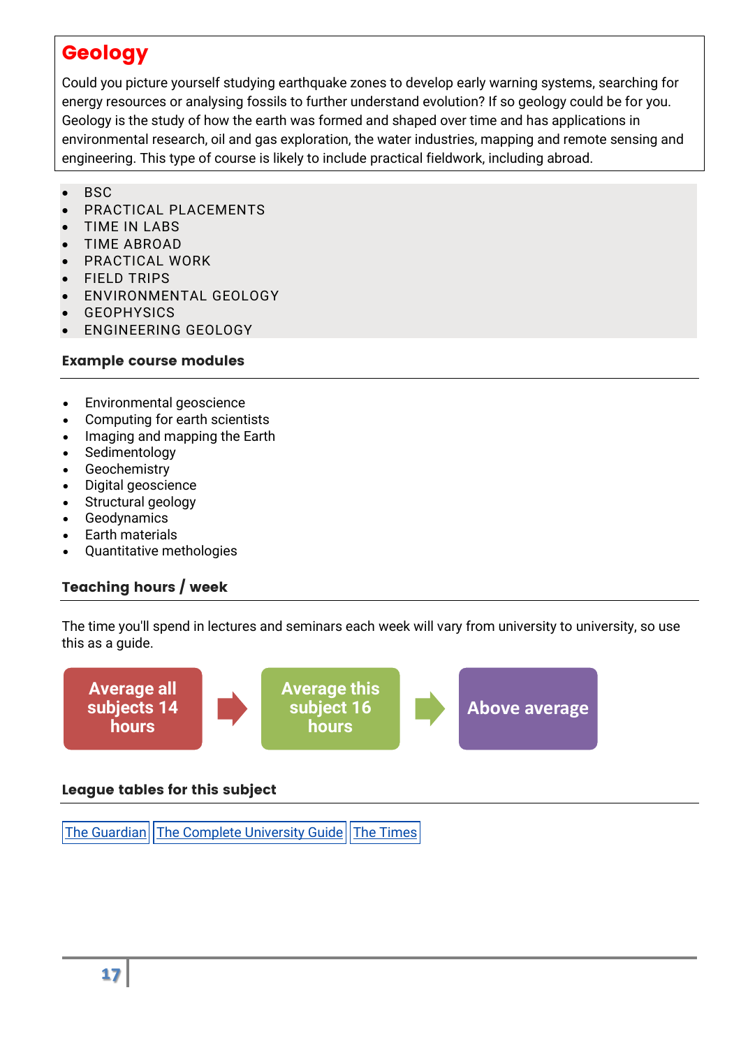# Geology

Could you picture yourself studying earthquake zones to develop early warning systems, searching for energy resources or analysing fossils to further understand evolution? If so geology could be for you. Geology is the study of how the earth was formed and shaped over time and has applications in environmental research, oil and gas exploration, the water industries, mapping and remote sensing and engineering. This type of course is likely to include practical fieldwork, including abroad.

- BSC
- PRACTICAL PLACEMENTS
- TIME IN LABS
- TIME ABROAD
- PRACTICAL WORK
- FIELD TRIPS
- ENVIRONMENTAL GEOLOGY
- GEOPHYSICS
- ENGINEERING GEOLOGY

### Example course modules

- Environmental geoscience
- Computing for earth scientists
- Imaging and mapping the Earth
- Sedimentology
- Geochemistry
- Digital geoscience
- Structural geology
- Geodynamics
- Earth materials
- Quantitative methodologies

### Teaching hours / week

The time you'll spend in lectures and seminars each week will vary from university to university, so use this as a guide.

**Average all subjects 14 hours** → **Average this subject 16 hours** → **Above average**

### League tables for this subject

The Guardian | The Complete University Guide | The Times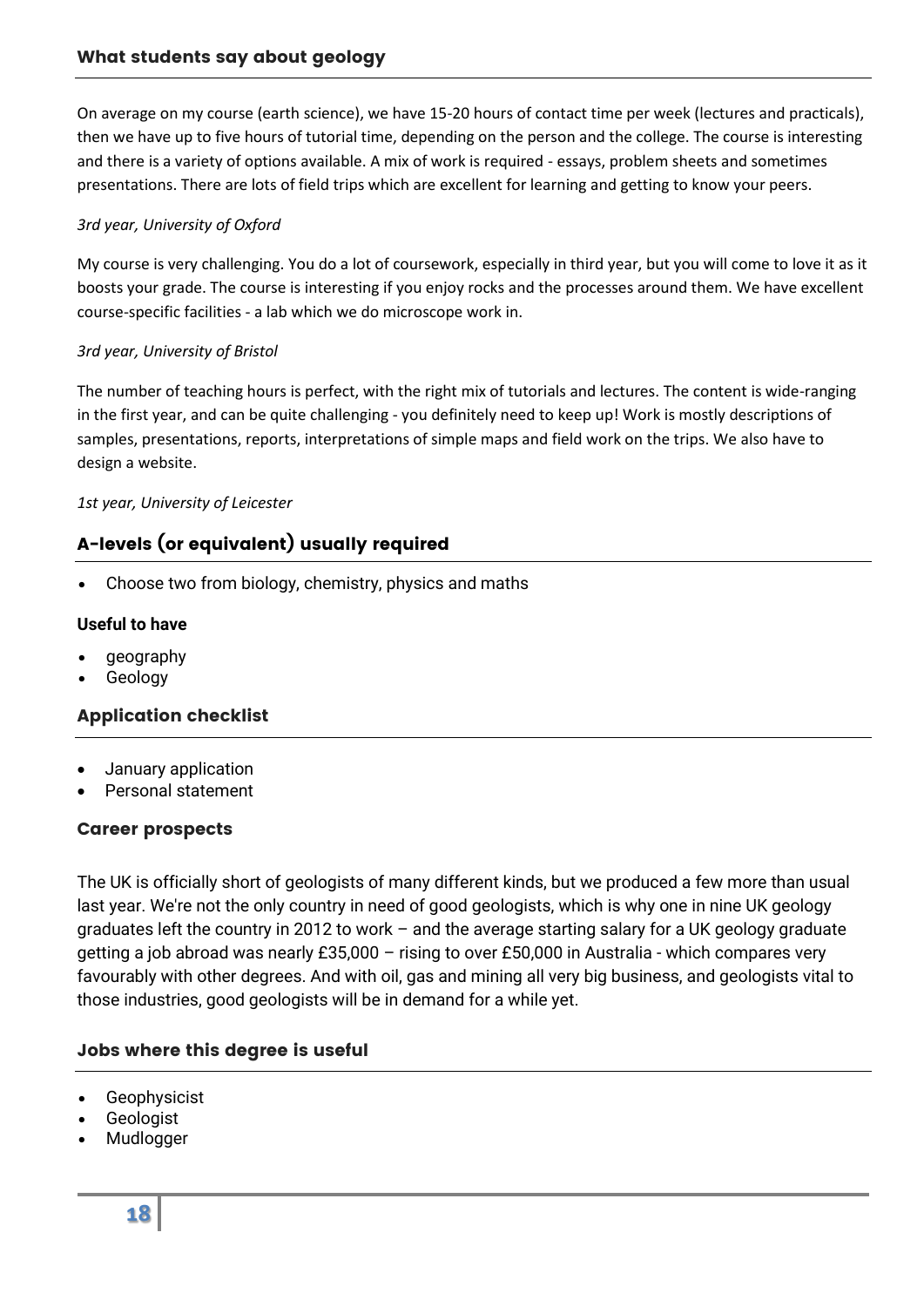## What students say about geology

On average on my course (earth science), we have 15-20 hours of contact time per week (lectures and practicals), then we have up to five hours of tutorial time, depending on the person and the college. The course is interesting and there is a variety of options available. A mix of work is required - essays, problem sheets and sometimes presentations. There are lots of field trips which are excellent for learning and getting to know your peers.

*3rd year, University of Oxford*

My course is very challenging. You do a lot of coursework, especially in third year, but you will come to love it as it boosts your grade. The course is interesting if you enjoy rocks and the processes around them. We have excellent course-specific facilities - a lab which we do microscope work in.

*3rd year, University of Bristol*

The number of teaching hours is perfect, with the right mix of tutorials and lectures. The content is wide-ranging in the first year, and can be quite challenging - you definitely need to keep up! Work is mostly descriptions of samples, presentations, reports, interpretations of simple maps and field work on the trips. We also have to design a website.

*1st year, University of Leicester*

## A-levels (or equivalent) usually required

- Choose two from biology, chemistry, physics and maths

**Useful to have**

- geography
- Geology

## Application checklist

- January application
- Personal statement

### Career prospects

The UK is officially short of geologists of many different kinds, but we produced a few more than usual last year. We're not the only country in need of good geologists, which is why one in nine UK geology graduates left the country in 2012 to work – and the average starting salary for a UK geology graduate getting a job abroad was nearly £35,000 – rising to over £50,000 in Australia - which compares very favourably with other degrees. And with oil, gas and mining all very big business, and geologists vital to those industries, good geologists will be in demand for a while yet.

### Jobs where this degree is useful

- Geophysicist
- Geologist
- Mudlogger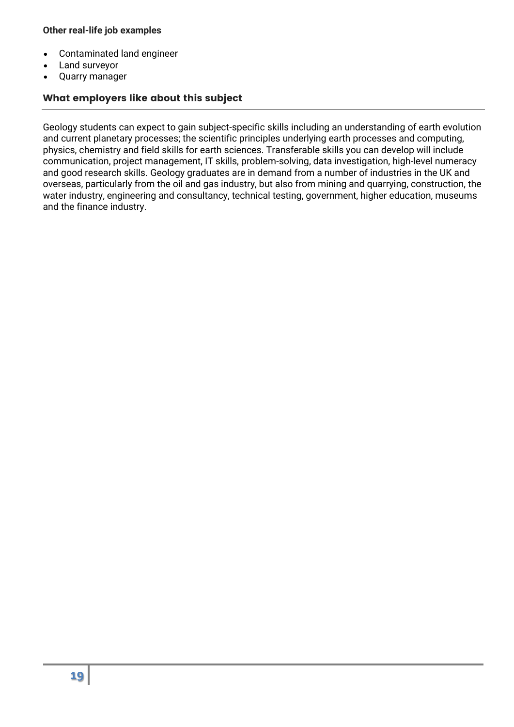**Other real-life job examples**

- Contaminated land engineer
- Land surveyor
- Quarry manager

## What employers like about this subject

Geology students can expect to gain subject-specific skills including an understanding of earth evolution and current planetary processes; the scientific principles underlying earth processes and computing, physics, chemistry and field skills for earth sciences. Transferable skills you can develop will include communication, project management, IT skills, problem-solving, data investigation, high-level numeracy and good research skills. Geology graduates are in demand from a number of industries in the UK and overseas, particularly from the oil and gas industry, but also from mining and quarrying, construction, the water industry, engineering and consultancy, technical testing, government, higher education, museums and the finance industry.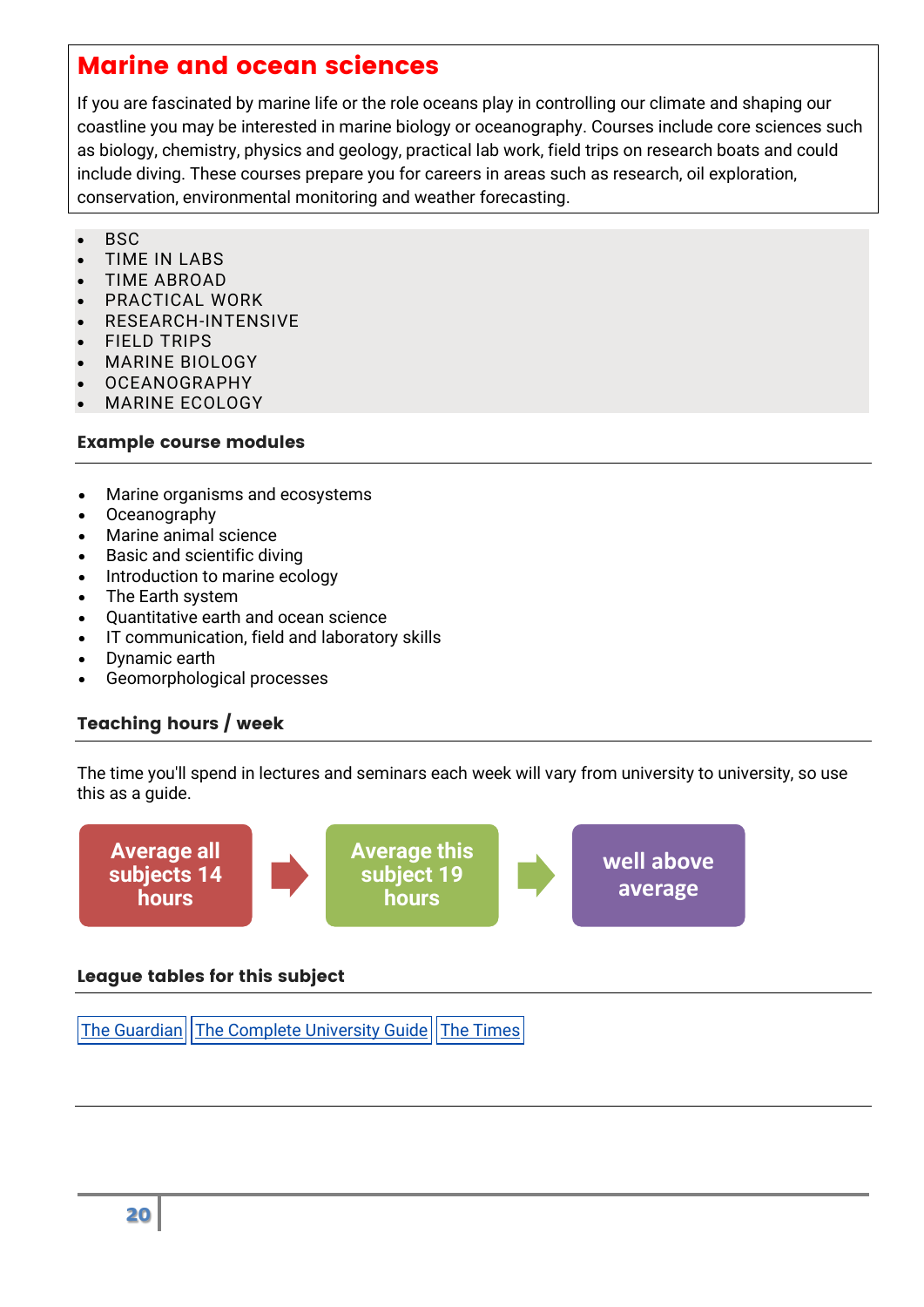## Marine and ocean sciences

If you are fascinated by marine life or the role oceans play in controlling our climate and shaping our coastline you may be interested in marine biology or oceanography. Courses include core sciences such as biology, chemistry, physics and geology, practical lab work, field trips on research boats and could include diving. These courses prepare you for careers in areas such as research, oil exploration, conservation, environmental monitoring and weather forecasting.

- BSC
- TIME IN LABS
- TIME ABROAD
- PRACTICAL WORK
- RESEARCH-INTENSIVE
- FIELD TRIPS
- MARINE BIOLOGY
- OCEANOGRAPHY
- MARINE ECOLOGY

### Example course modules

- Marine organisms and ecosystems
- Oceanography
- Marine animal science
- Basic and scientific diving
- Introduction to marine ecology
- The Earth system
- Quantitative earth and ocean science
- IT communication, field and laboratory skills
- Dynamic earth
- Geomorphological processes

### Teaching hours / week

The time you'll spend in lectures and seminars each week will vary from university to university, so use this as a guide.

**Average all subjects 14 hours** → **Average this subject 19 hours** → **well above average**

### League tables for this subject

The Guardian | The Complete University Guide | The Times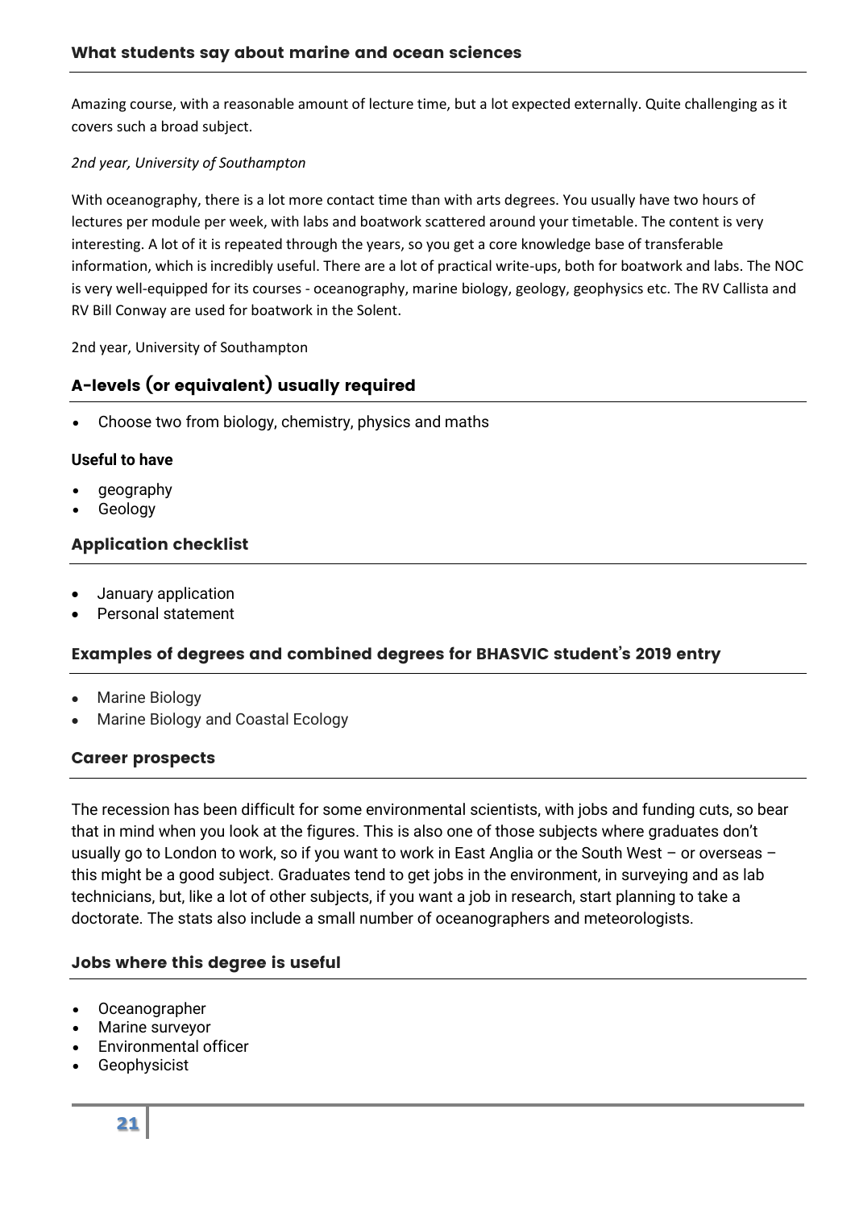## What students say about marine and ocean sciences

Amazing course, with a reasonable amount of lecture time, but a lot expected externally. Quite challenging as it covers such a broad subject.

*2nd year, University of Southampton*

With oceanography, there is a lot more contact time than with arts degrees. You usually have two hours of lectures per module per week, with labs and boatwork scattered around your timetable. The content is very interesting. A lot of it is repeated through the years, so you get a core knowledge base of transferable information, which is incredibly useful. There are a lot of practical write-ups, both for boatwork and labs. The NOC is very well-equipped for its courses - oceanography, marine biology, geology, geophysics etc. The RV Callista and RV Bill Conway are used for boatwork in the Solent.

2nd year, University of Southampton

## A-levels (or equivalent) usually required

- Choose two from biology, chemistry, physics and maths

### Useful to have

- geography
- Geology

## Application checklist

- January application
- Personal statement

## Examples of degrees and combined degrees for BHASVIC student's 2019 entry

- Marine Biology
- Marine Biology and Coastal Ecology

## Career prospects

The recession has been difficult for some environmental scientists, with jobs and funding cuts, so bear that in mind when you look at the figures. This is also one of those subjects where graduates don't usually go to London to work, so if you want to work in East Anglia or the South West – or overseas – this might be a good subject. Graduates tend to get jobs in the environment, in surveying and as lab technicians, but, like a lot of other subjects, if you want a job in research, start planning to take a doctorate. The stats also include a small number of oceanographers and meteorologists.

## Jobs where this degree is useful

- Oceanographer
- Marine surveyor
- Environmental officer
- Geophysicist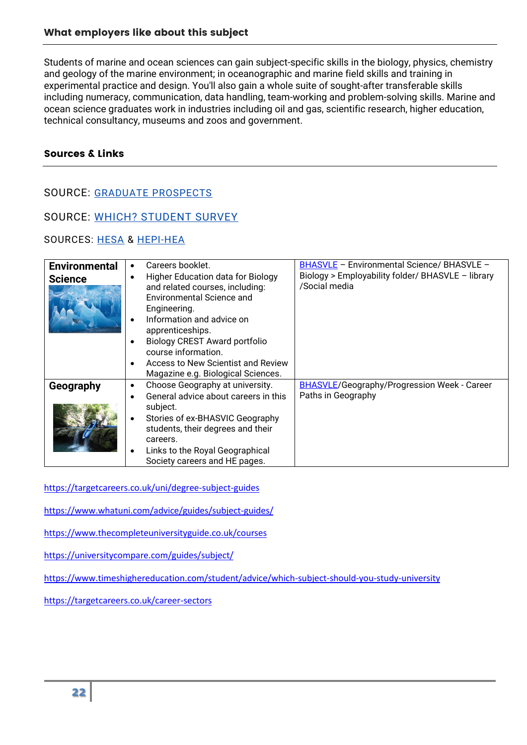### What employers like about this subject

Students of marine and ocean sciences can gain subject-specific skills in the biology, physics, chemistry and geology of the marine environment; in oceanographic and marine field skills and training in experimental practice and design. You'll also gain a whole suite of sought-after transferable skills including numeracy, communication, data handling, team-working and problem-solving skills. Marine and ocean science graduates work in industries including oil and gas, scientific research, higher education, technical consultancy, museums and zoos and government.

### Sources & Links

SOURCE: GRADUATE PROSPECTS

SOURCE: WHICH? STUDENT SURVEY

SOURCES: HESA & HEPI-HEA

| | | |
|---|---|---|
| **Environmental Science** | • Careers booklet.<br>• Higher Education data for Biology and related courses, including: Environmental Science and Engineering.<br>• Information and advice on apprenticeships.<br>• Biology CREST Award portfolio course information.<br>• Access to New Scientist and Review Magazine e.g. Biological Sciences. | BHASVLE – Environmental Science/ BHASVLE – Biology > Employability folder/ BHASVLE – library /Social media |
| **Geography** | • Choose Geography at university.<br>• General advice about careers in this subject.<br>• Stories of ex-BHASVIC Geography students, their degrees and their careers.<br>• Links to the Royal Geographical Society careers and HE pages. | BHASVLE/Geography/Progression Week - Career Paths in Geography |

https://targetcareers.co.uk/uni/degree-subject-guides

https://www.whatuni.com/advice/guides/subject-guides/

https://www.thecompleteuniversityguide.co.uk/courses

https://universitycompare.com/guides/subject/

https://www.timeshighereducation.com/student/advice/which-subject-should-you-study-university

https://targetcareers.co.uk/career-sectors